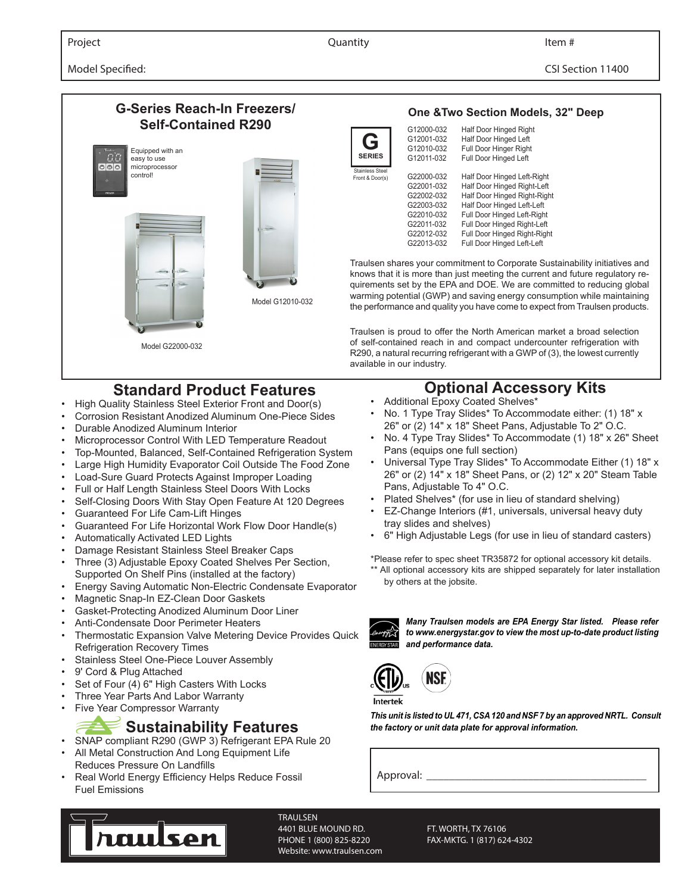Project | Quantity | Item #

Model Specified: | CSI Section 11400

## G-Series Reach-In Freezers/ Self-Contained R290

Equipped with an easy to use microprocessor control!

Model G12010-032

Model G22000-032

### One &Two Section Models, 32" Deep

G SERIES

Stainless Steel Front & Door(s)

| Model | Description |
|---|---|
| G12000-032 | Half Door Hinged Right |
| G12001-032 | Half Door Hinged Left |
| G12010-032 | Full Door Hinger Right |
| G12011-032 | Full Door Hinged Left |
| G22000-032 | Half Door Hinged Left-Right |
| G22001-032 | Half Door Hinged Right-Left |
| G22002-032 | Half Door Hinged Right-Right |
| G22003-032 | Half Door Hinged Left-Left |
| G22010-032 | Full Door Hinged Left-Right |
| G22011-032 | Full Door Hinged Right-Left |
| G22012-032 | Full Door Hinged Right-Right |
| G22013-032 | Full Door Hinged Left-Left |

Traulsen shares your commitment to Corporate Sustainability initiatives and knows that it is more than just meeting the current and future regulatory requirements set by the EPA and DOE. We are committed to reducing global warming potential (GWP) and saving energy consumption while maintaining the performance and quality you have come to expect from Traulsen products.

Traulsen is proud to offer the North American market a broad selection of self-contained reach in and compact undercounter refrigeration with R290, a natural recurring refrigerant with a GWP of (3), the lowest currently available in our industry.

## Standard Product Features

- High Quality Stainless Steel Exterior Front and Door(s)
- Corrosion Resistant Anodized Aluminum One-Piece Sides
- Durable Anodized Aluminum Interior
- Microprocessor Control With LED Temperature Readout
- Top-Mounted, Balanced, Self-Contained Refrigeration System
- Large High Humidity Evaporator Coil Outside The Food Zone
- Load-Sure Guard Protects Against Improper Loading
- Full or Half Length Stainless Steel Doors With Locks
- Self-Closing Doors With Stay Open Feature At 120 Degrees
- Guaranteed For Life Cam-Lift Hinges
- Guaranteed For Life Horizontal Work Flow Door Handle(s)
- Automatically Activated LED Lights
- Damage Resistant Stainless Steel Breaker Caps
- Three (3) Adjustable Epoxy Coated Shelves Per Section, Supported On Shelf Pins (installed at the factory)
- Energy Saving Automatic Non-Electric Condensate Evaporator
- Magnetic Snap-In EZ-Clean Door Gaskets
- Gasket-Protecting Anodized Aluminum Door Liner
- Anti-Condensate Door Perimeter Heaters
- Thermostatic Expansion Valve Metering Device Provides Quick Refrigeration Recovery Times
- Stainless Steel One-Piece Louver Assembly
- 9' Cord & Plug Attached
- Set of Four (4) 6" High Casters With Locks
- Three Year Parts And Labor Warranty
- Five Year Compressor Warranty

## Sustainability Features

- SNAP compliant R290 (GWP 3) Refrigerant EPA Rule 20
- All Metal Construction And Long Equipment Life Reduces Pressure On Landfills
- Real World Energy Efficiency Helps Reduce Fossil Fuel Emissions

## Optional Accessory Kits

- Additional Epoxy Coated Shelves*
- No. 1 Type Tray Slides* To Accommodate either: (1) 18" x 26" or (2) 14" x 18" Sheet Pans, Adjustable To 2" O.C.
- No. 4 Type Tray Slides* To Accommodate (1) 18" x 26" Sheet Pans (equips one full section)
- Universal Type Tray Slides* To Accommodate Either (1) 18" x 26" or (2) 14" x 18" Sheet Pans, or (2) 12" x 20" Steam Table Pans, Adjustable To 4" O.C.
- Plated Shelves* (for use in lieu of standard shelving)
- EZ-Change Interiors (#1, universals, universal heavy duty tray slides and shelves)
- 6" High Adjustable Legs (for use in lieu of standard casters)

*Please refer to spec sheet TR35872 for optional accessory kit details.
** All optional accessory kits are shipped separately for later installation by others at the jobsite.

***Many Traulsen models are EPA Energy Star listed. Please refer to www.energystar.gov to view the most up-to-date product listing and performance data.***

***This unit is listed to UL 471, CSA 120 and NSF 7 by an approved NRTL. Consult the factory or unit data plate for approval information.***

Approval: ______________________________________

TRAULSEN
4401 BLUE MOUND RD.
FT. WORTH, TX 76106
PHONE 1 (800) 825-8220
FAX-MKTG. 1 (817) 624-4302
Website: www.traulsen.com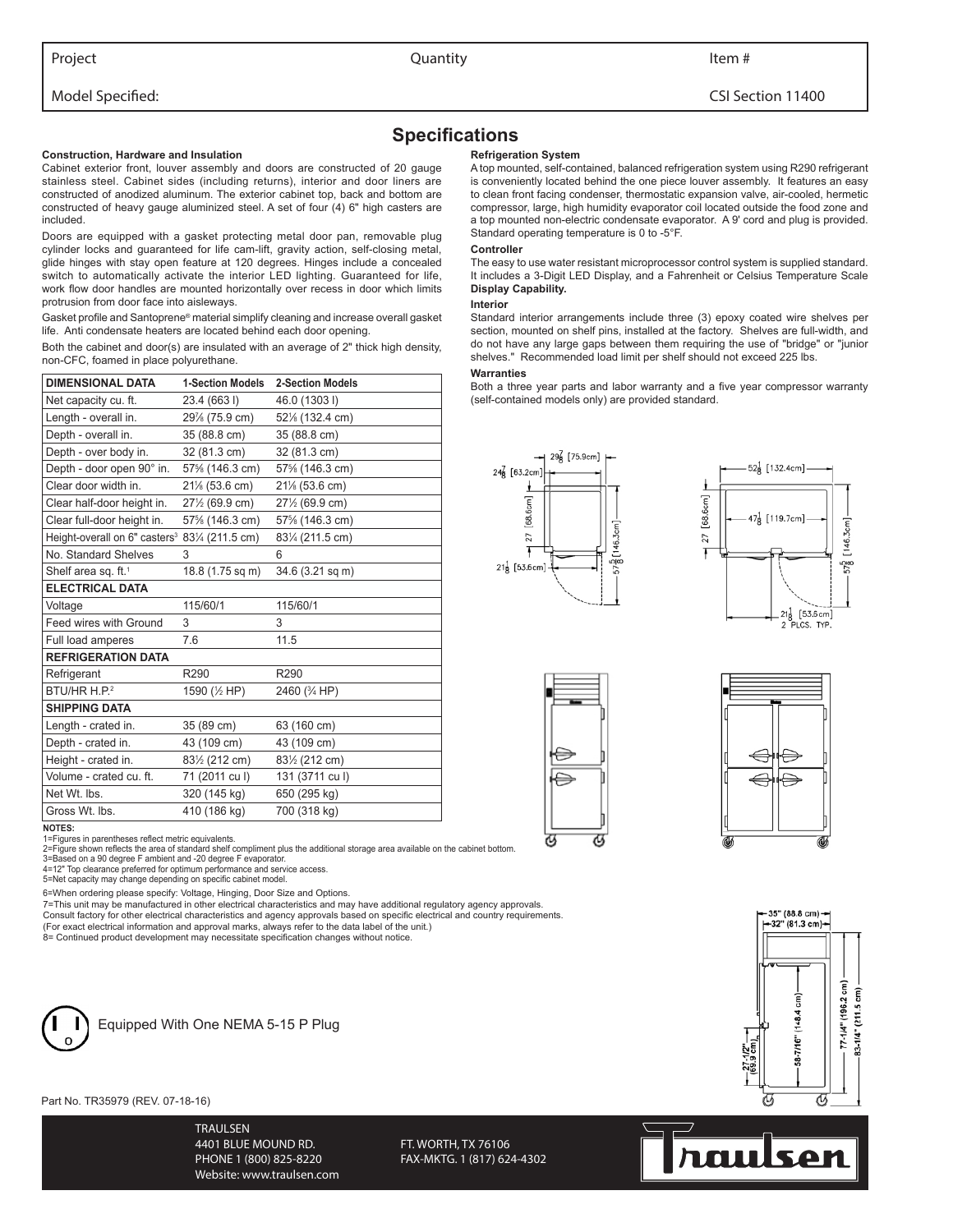| Project | Quantity | Item # |
| --- | --- | --- |
| Model Specified: | | CSI Section 11400 |

# Specifications

### Construction, Hardware and Insulation

Cabinet exterior front, louver assembly and doors are constructed of 20 gauge stainless steel. Cabinet sides (including returns), interior and door liners are constructed of anodized aluminum. The exterior cabinet top, back and bottom are constructed of heavy gauge aluminized steel. A set of four (4) 6" high casters are included.

Doors are equipped with a gasket protecting metal door pan, removable plug cylinder locks and guaranteed for life cam-lift, gravity action, self-closing metal, glide hinges with stay open feature at 120 degrees. Hinges include a concealed switch to automatically activate the interior LED lighting. Guaranteed for life, work flow door handles are mounted horizontally over recess in door which limits protrusion from door face into aisleways.

Gasket profile and Santoprene® material simplify cleaning and increase overall gasket life. Anti condensate heaters are located behind each door opening.

Both the cabinet and door(s) are insulated with an average of 2" thick high density, non-CFC, foamed in place polyurethane.

| DIMENSIONAL DATA | 1-Section Models | 2-Section Models |
| --- | --- | --- |
| Net capacity cu. ft. | 23.4 (663 l) | 46.0 (1303 l) |
| Length - overall in. | 29⅞ (75.9 cm) | 52⅛ (132.4 cm) |
| Depth - overall in. | 35 (88.8 cm) | 35 (88.8 cm) |
| Depth - over body in. | 32 (81.3 cm) | 32 (81.3 cm) |
| Depth - door open 90° in. | 57⅝ (146.3 cm) | 57⅝ (146.3 cm) |
| Clear door width in. | 21⅛ (53.6 cm) | 21⅛ (53.6 cm) |
| Clear half-door height in. | 27½ (69.9 cm) | 27½ (69.9 cm) |
| Clear full-door height in. | 57⅝ (146.3 cm) | 57⅝ (146.3 cm) |
| Height-overall on 6" casters[3] | 83¼ (211.5 cm) | 83¼ (211.5 cm) |
| No. Standard Shelves | 3 | 6 |
| Shelf area sq. ft.[1] | 18.8 (1.75 sq m) | 34.6 (3.21 sq m) |
| **ELECTRICAL DATA** | | |
| Voltage | 115/60/1 | 115/60/1 |
| Feed wires with Ground | 3 | 3 |
| Full load amperes | 7.6 | 11.5 |
| **REFRIGERATION DATA** | | |
| Refrigerant | R290 | R290 |
| BTU/HR H.P.[2] | 1590 (½ HP) | 2460 (¾ HP) |
| **SHIPPING DATA** | | |
| Length - crated in. | 35 (89 cm) | 63 (160 cm) |
| Depth - crated in. | 43 (109 cm) | 43 (109 cm) |
| Height - crated in. | 83½ (212 cm) | 83½ (212 cm) |
| Volume - crated cu. ft. | 71 (2011 cu l) | 131 (3711 cu l) |
| Net Wt. lbs. | 320 (145 kg) | 650 (295 kg) |
| Gross Wt. lbs. | 410 (186 kg) | 700 (318 kg) |

**NOTES:**

1=Figures in parentheses reflect metric equivalents.
2=Figure shown reflects the area of standard shelf compliment plus the additional storage area available on the cabinet bottom.
3=Based on a 90 degree F ambient and -20 degree F evaporator.
4=12" Top clearance preferred for optimum performance and service access.
5=Net capacity may change depending on specific cabinet model.

6=When ordering please specify: Voltage, Hinging, Door Size and Options.
7=This unit may be manufactured in other electrical characteristics and may have additional regulatory agency approvals.
Consult factory for other electrical characteristics and agency approvals based on specific electrical and country requirements.
(For exact electrical information and approval marks, always refer to the data label of the unit.)
8= Continued product development may necessitate specification changes without notice.

### Refrigeration System

A top mounted, self-contained, balanced refrigeration system using R290 refrigerant is conveniently located behind the one piece louver assembly. It features an easy to clean front facing condenser, thermostatic expansion valve, air-cooled, hermetic compressor, large, high humidity evaporator coil located outside the food zone and a top mounted non-electric condensate evaporator. A 9' cord and plug is provided. Standard operating temperature is 0 to -5°F.

### Controller

The easy to use water resistant microprocessor control system is supplied standard. It includes a 3-Digit LED Display, and a Fahrenheit or Celsius Temperature Scale **Display Capability.**

### Interior

Standard interior arrangements include three (3) epoxy coated wire shelves per section, mounted on shelf pins, installed at the factory. Shelves are full-width, and do not have any large gaps between them requiring the use of "bridge" or "junior shelves." Recommended load limit per shelf should not exceed 225 lbs.

### Warranties

Both a three year parts and labor warranty and a five year compressor warranty (self-contained models only) are provided standard.

29⅞ [75.9cm]
24⅞ [63.2cm]
27 [68.6cm]
57⅝ [146.3cm]
21⅛ [53.6cm]

52⅛ [132.4cm]
47⅛ [119.7cm]
27 [68.6cm]
57⅝ [146.3cm]
21⅛ [53.6cm] 2 PLCS. TYP.

35" (88.8 cm)
32" (81.3 cm)
58-7/16" (148.4 cm)
77-1/4" (196.2 cm)
83-1/4" (211.5 cm)
27-1/2" (69.9 cm)

Equipped With One NEMA 5-15 P Plug

Part No. TR35979 (REV. 07-18-16)

TRAULSEN
4401 BLUE MOUND RD.
PHONE 1 (800) 825-8220
Website: www.traulsen.com

FT. WORTH, TX 76106
FAX-MKTG. 1 (817) 624-4302

Traulsen